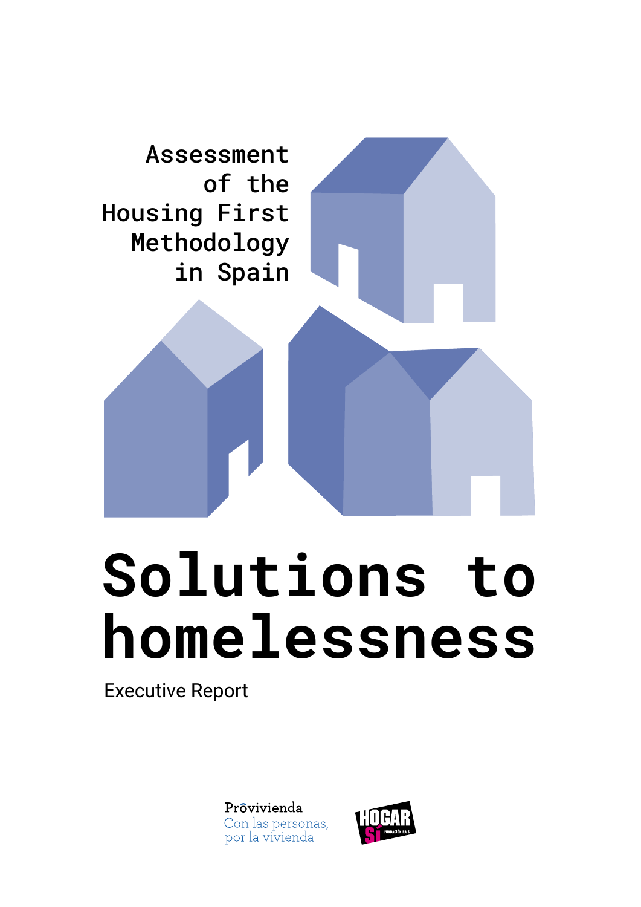Assessment of the Housing First Methodology in Spain

# Solutions to homelessness

Executive Report

Provivienda
Con las personas, por la vivienda

HOGAR SÍ
FUNDACIÓN RAIS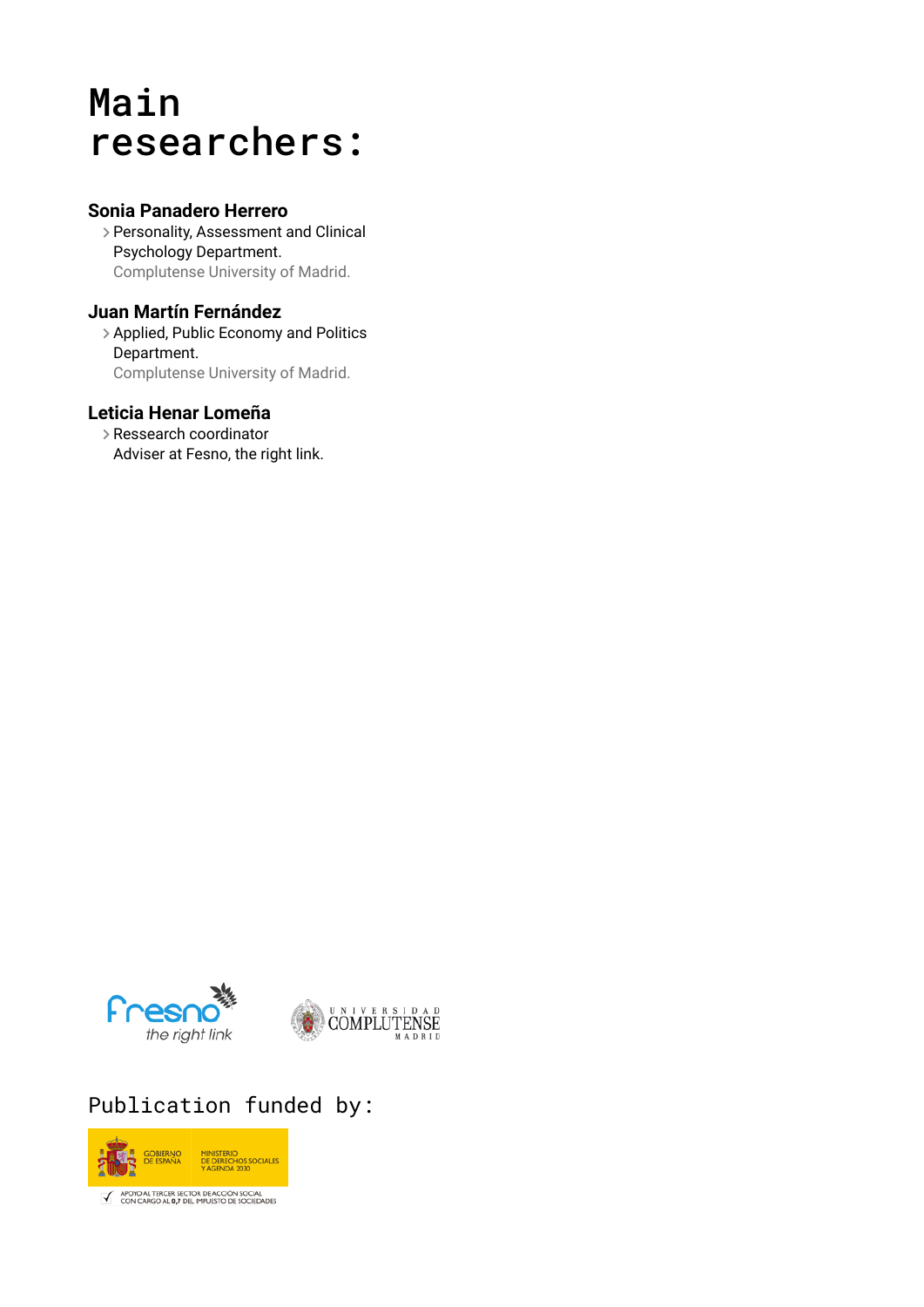# Main researchers:

**Sonia Panadero Herrero**

> Personality, Assessment and Clinical Psychology Department.
> Complutense University of Madrid.

**Juan Martín Fernández**

> Applied, Public Economy and Politics Department.
> Complutense University of Madrid.

**Leticia Henar Lomeña**

> Ressearch coordinator
> Adviser at Fesno, the right link.

Publication funded by: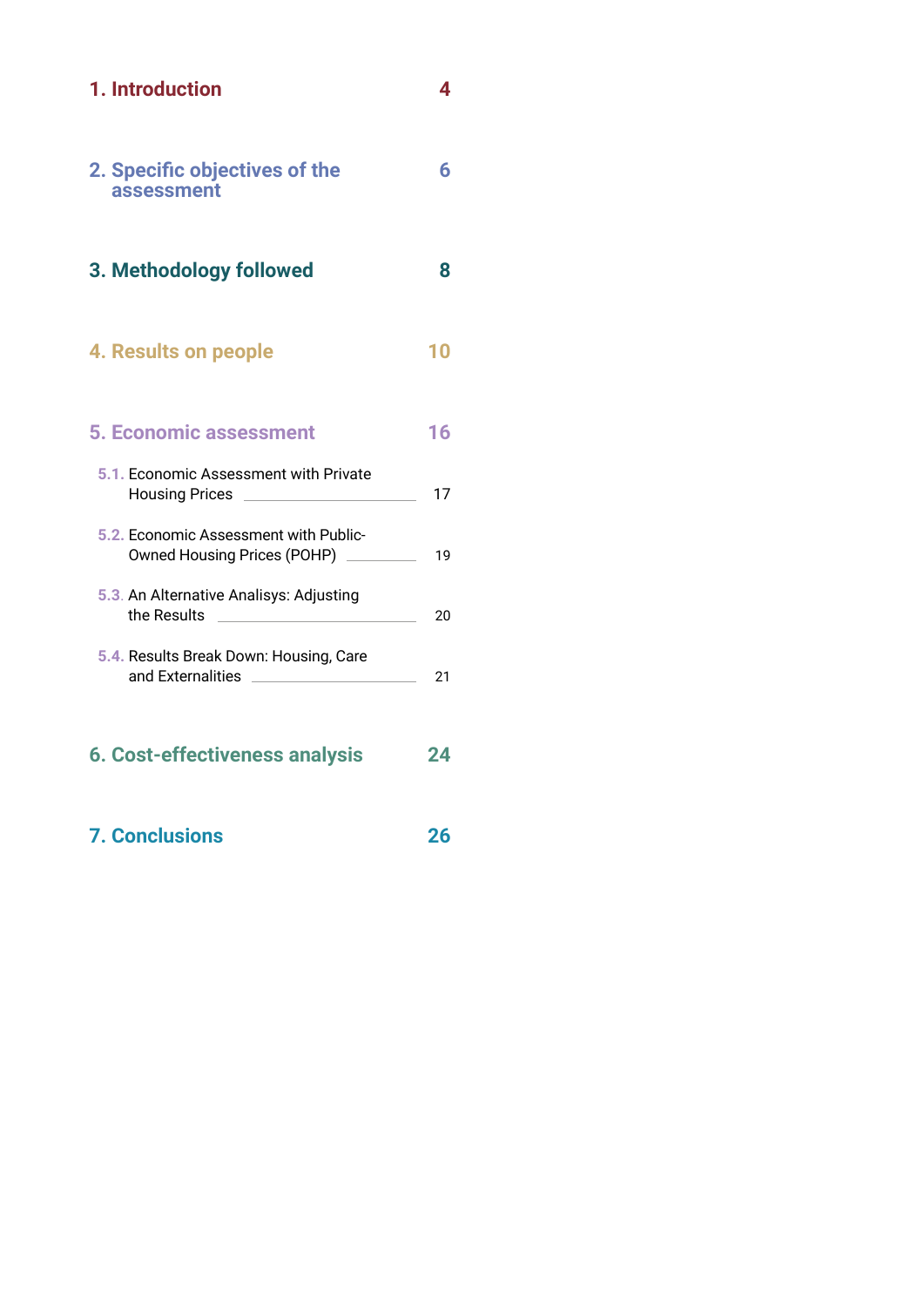1. Introduction 4

2. Specific objectives of the assessment 6

3. Methodology followed 8

4. Results on people 10

5. Economic assessment 16

- 5.1. Economic Assessment with Private Housing Prices 17
- 5.2. Economic Assessment with Public-Owned Housing Prices (POHP) 19
- 5.3. An Alternative Analisys: Adjusting the Results 20
- 5.4. Results Break Down: Housing, Care and Externalities 21

6. Cost-effectiveness analysis 24

7. Conclusions 26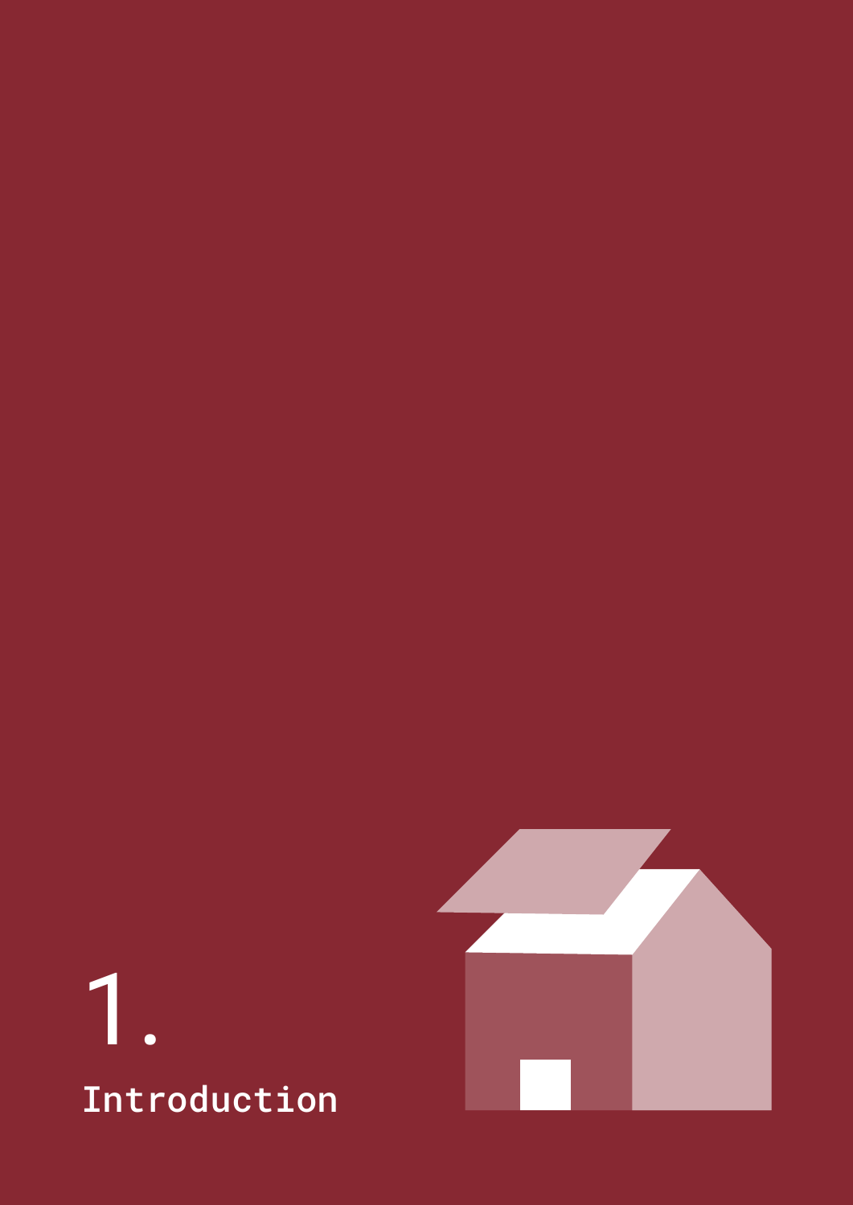# 1. Introduction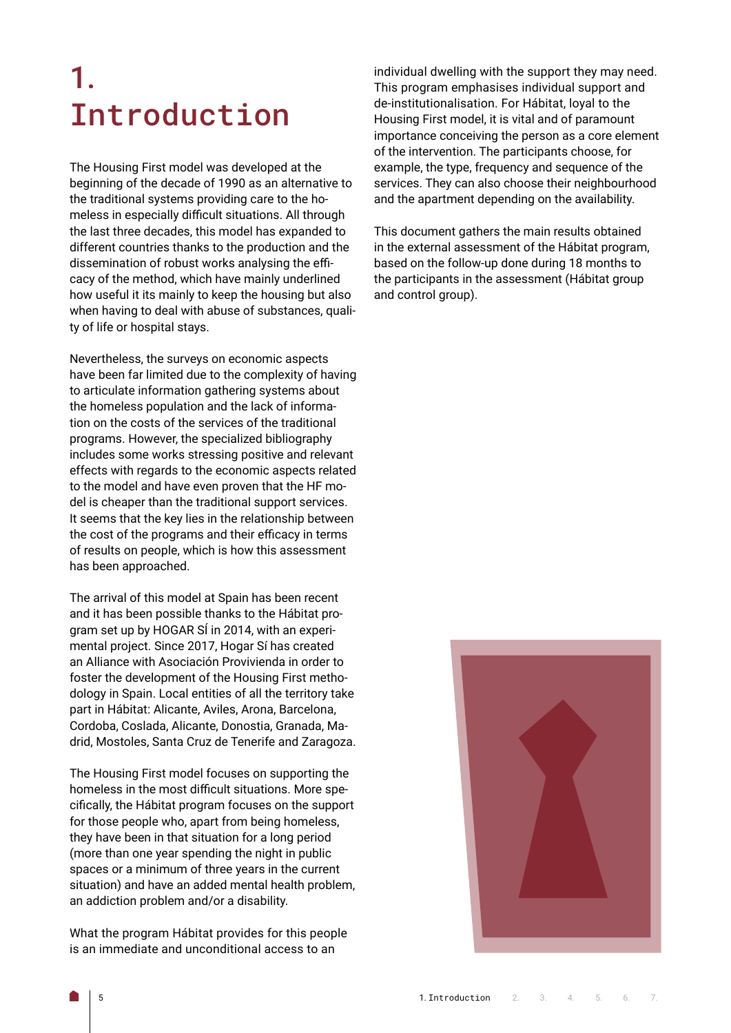# 1. Introduction

The Housing First model was developed at the beginning of the decade of 1990 as an alternative to the traditional systems providing care to the homeless in especially difficult situations. All through the last three decades, this model has expanded to different countries thanks to the production and the dissemination of robust works analysing the efficacy of the method, which have mainly underlined how useful it its mainly to keep the housing but also when having to deal with abuse of substances, quality of life or hospital stays.

Nevertheless, the surveys on economic aspects have been far limited due to the complexity of having to articulate information gathering systems about the homeless population and the lack of information on the costs of the services of the traditional programs. However, the specialized bibliography includes some works stressing positive and relevant effects with regards to the economic aspects related to the model and have even proven that the HF model is cheaper than the traditional support services. It seems that the key lies in the relationship between the cost of the programs and their efficacy in terms of results on people, which is how this assessment has been approached.

The arrival of this model at Spain has been recent and it has been possible thanks to the Hábitat program set up by HOGAR SÍ in 2014, with an experimental project. Since 2017, Hogar Sí has created an Alliance with Asociación Provivienda in order to foster the development of the Housing First methodology in Spain. Local entities of all the territory take part in Hábitat: Alicante, Aviles, Arona, Barcelona, Cordoba, Coslada, Alicante, Donostia, Granada, Madrid, Mostoles, Santa Cruz de Tenerife and Zaragoza.

The Housing First model focuses on supporting the homeless in the most difficult situations. More specifically, the Hábitat program focuses on the support for those people who, apart from being homeless, they have been in that situation for a long period (more than one year spending the night in public spaces or a minimum of three years in the current situation) and have an added mental health problem, an addiction problem and/or a disability.

What the program Hábitat provides for this people is an immediate and unconditional access to an individual dwelling with the support they may need. This program emphasises individual support and de-institutionalisation. For Hábitat, loyal to the Housing First model, it is vital and of paramount importance conceiving the person as a core element of the intervention. The participants choose, for example, the type, frequency and sequence of the services. They can also choose their neighbourhood and the apartment depending on the availability.

This document gathers the main results obtained in the external assessment of the Hábitat program, based on the follow-up done during 18 months to the participants in the assessment (Hábitat group and control group).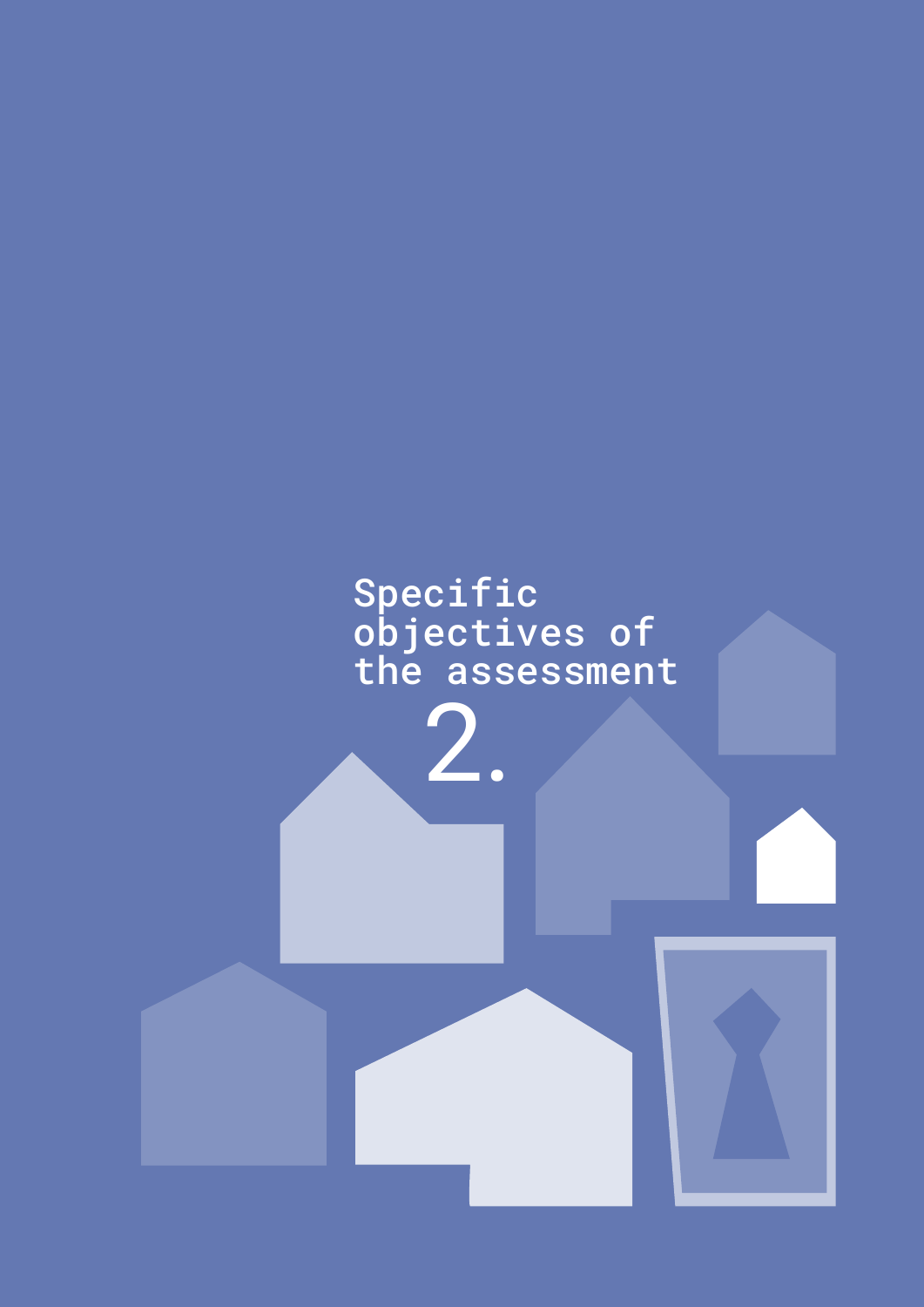# 2. Specific objectives of the assessment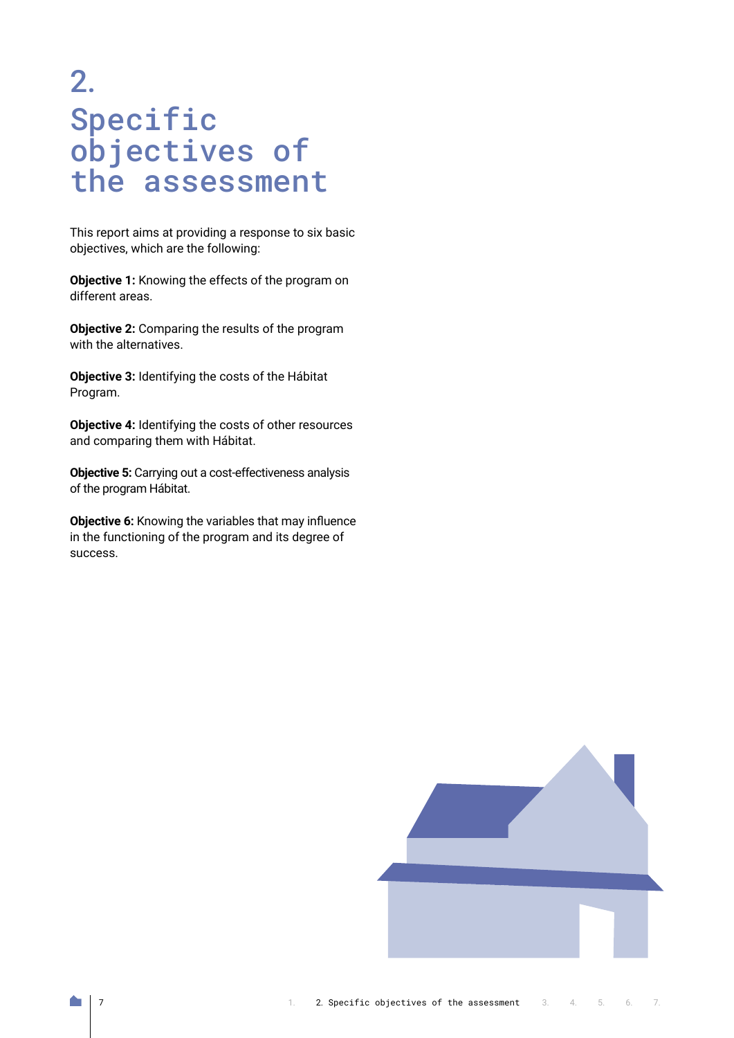# 2. Specific objectives of the assessment

This report aims at providing a response to six basic objectives, which are the following:

**Objective 1:** Knowing the effects of the program on different areas.

**Objective 2:** Comparing the results of the program with the alternatives.

**Objective 3:** Identifying the costs of the Hábitat Program.

**Objective 4:** Identifying the costs of other resources and comparing them with Hábitat.

**Objective 5:** Carrying out a cost-effectiveness analysis of the program Hábitat.

**Objective 6:** Knowing the variables that may influence in the functioning of the program and its degree of success.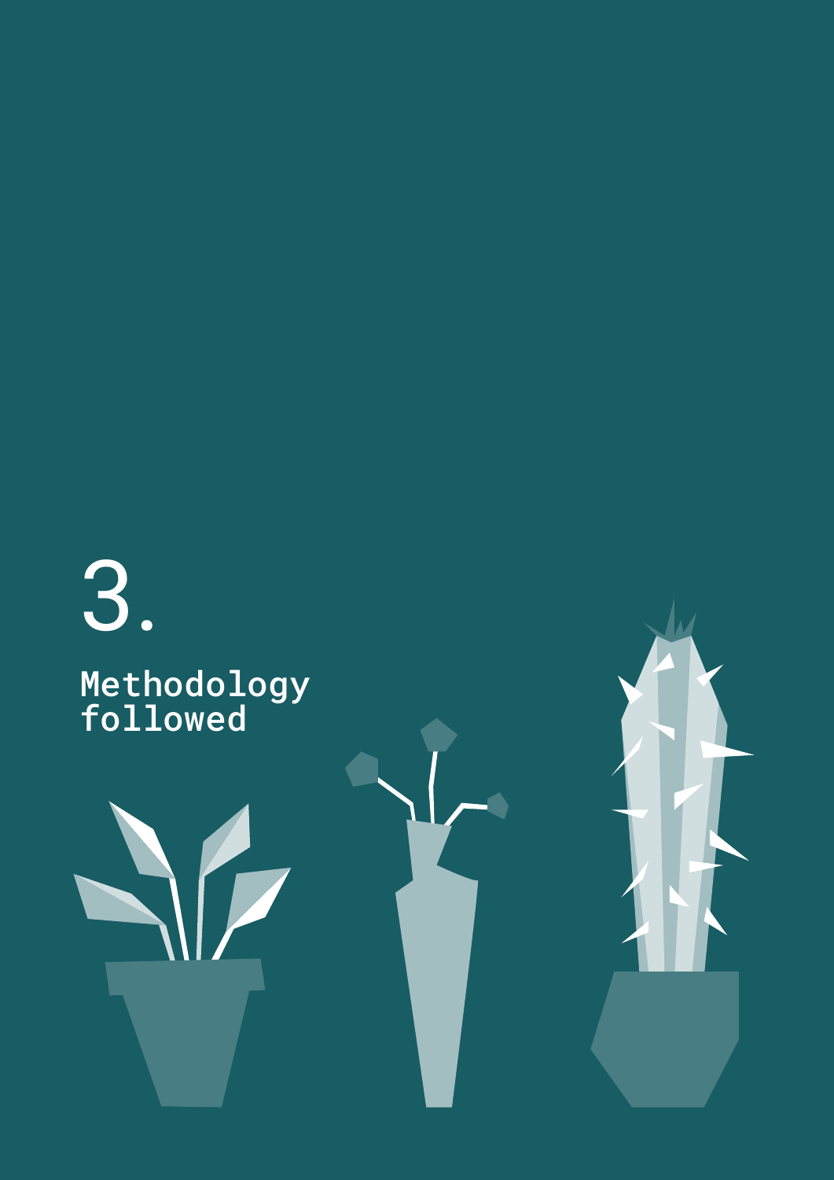# 3.

## Methodology followed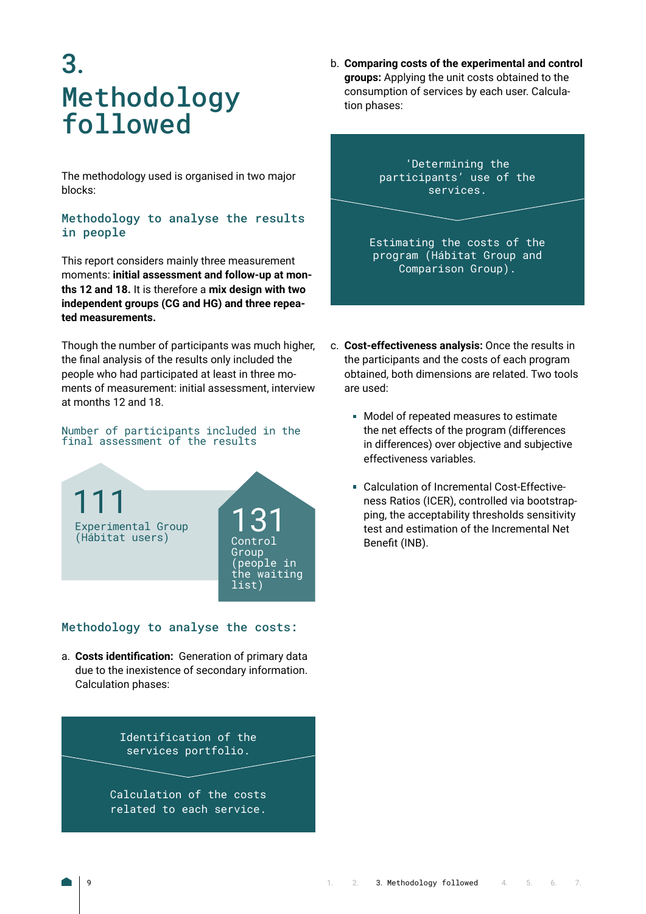# 3. Methodology followed

The methodology used is organised in two major blocks:

### Methodology to analyse the results in people

This report considers mainly three measurement moments: **initial assessment and follow-up at months 12 and 18.** It is therefore a **mix design with two independent groups (CG and HG) and three repeated measurements.**

Though the number of participants was much higher, the final analysis of the results only included the people who had participated at least in three moments of measurement: initial assessment, interview at months 12 and 18.

Number of participants included in the final assessment of the results

**111** Experimental Group (Hábitat users)

**131** Control Group (people in the waiting list)

### Methodology to analyse the costs:

a. **Costs identification:** Generation of primary data due to the inexistence of secondary information. Calculation phases:

   1. Identification of the services portfolio.
   2. Calculation of the costs related to each service.

b. **Comparing costs of the experimental and control groups:** Applying the unit costs obtained to the consumption of services by each user. Calculation phases:

   1. 'Determining the participants' use of the services.
   2. Estimating the costs of the program (Hábitat Group and Comparison Group).

c. **Cost-effectiveness analysis:** Once the results in the participants and the costs of each program obtained, both dimensions are related. Two tools are used:

   - Model of repeated measures to estimate the net effects of the program (differences in differences) over objective and subjective effectiveness variables.
   - Calculation of Incremental Cost-Effectiveness Ratios (ICER), controlled via bootstrapping, the acceptability thresholds sensitivity test and estimation of the Incremental Net Benefit (INB).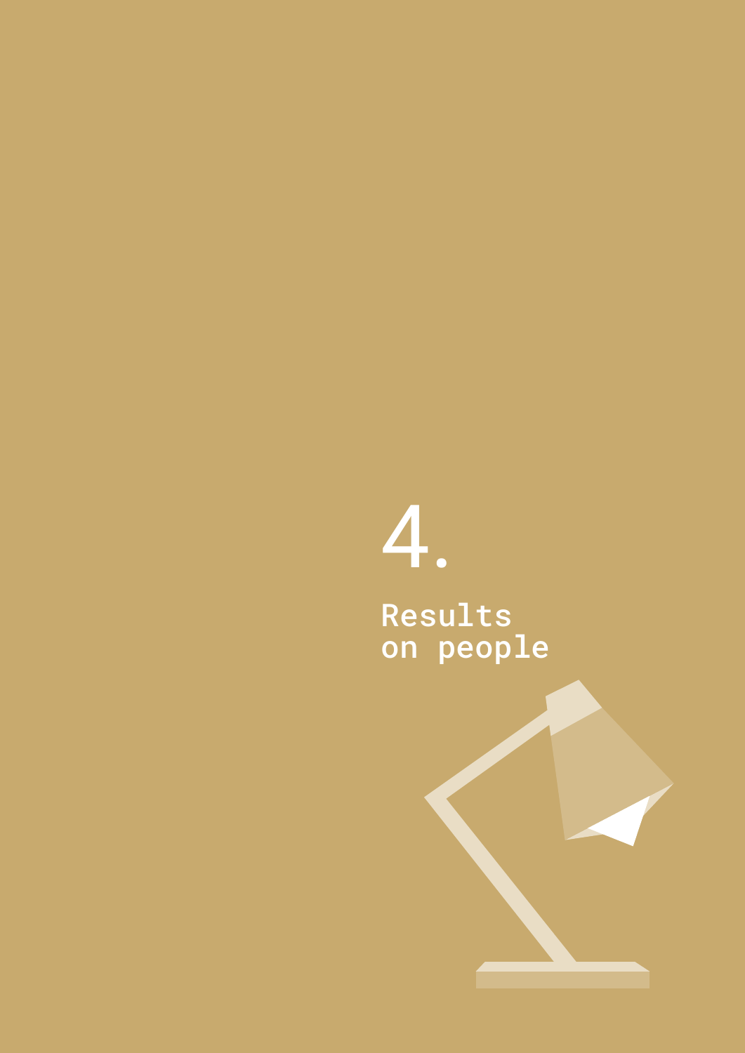# 4.

## Results on people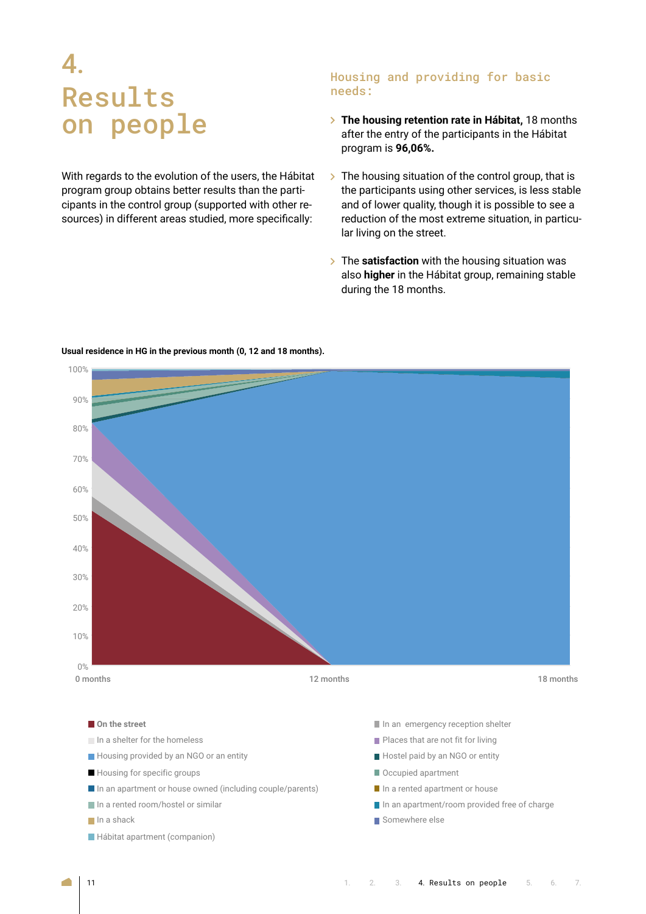# 4. Results on people

With regards to the evolution of the users, the Hábitat program group obtains better results than the participants in the control group (supported with other resources) in different areas studied, more specifically:

### Housing and providing for basic needs:

- **The housing retention rate in Hábitat,** 18 months after the entry of the participants in the Hábitat program is **96,06%.**
- The housing situation of the control group, that is the participants using other services, is less stable and of lower quality, though it is possible to see a reduction of the most extreme situation, in particular living on the street.
- The **satisfaction** with the housing situation was also **higher** in the Hábitat group, remaining stable during the 18 months.

**Usual residence in HG in the previous month (0, 12 and 18 months).**

- **On the street**
- In a shelter for the homeless
- Housing provided by an NGO or an entity
- Housing for specific groups
- In an apartment or house owned (including couple/parents)
- In a rented room/hostel or similar
- In a shack
- Hábitat apartment (companion)
- In an emergency reception shelter
- Places that are not fit for living
- Hostel paid by an NGO or entity
- Occupied apartment
- In a rented apartment or house
- In an apartment/room provided free of charge
- Somewhere else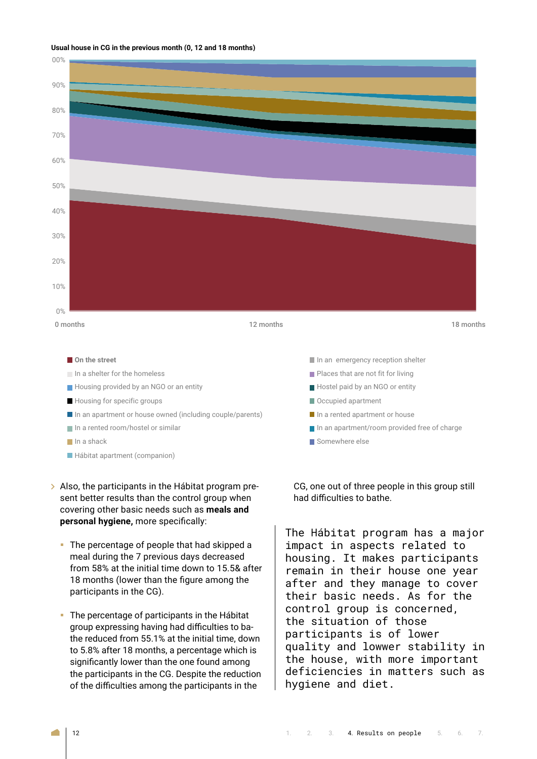**Usual house in CG in the previous month (0, 12 and 18 months)**

00%
90%
80%
70%
60%
50%
40%
30%
20%
10%
0%

0 months | 12 months | 18 months

- **On the street**
- In an emergency reception shelter
- In a shelter for the homeless
- Places that are not fit for living
- Housing provided by an NGO or an entity
- Hostel paid by an NGO or entity
- Housing for specific groups
- Occupied apartment
- In an apartment or house owned (including couple/parents)
- In a rented apartment or house
- In a rented room/hostel or similar
- In an apartment/room provided free of charge
- In a shack
- Somewhere else
- Hábitat apartment (companion)

- Also, the participants in the Hábitat program present better results than the control group when covering other basic needs such as **meals and personal hygiene,** more specifically:
  - The percentage of people that had skipped a meal during the 7 previous days decreased from 58% at the initial time down to 15.5& after 18 months (lower than the figure among the participants in the CG).
  - The percentage of participants in the Hábitat group expressing having had difficulties to bathe the reduced from 55.1% at the initial time, down to 5.8% after 18 months, a percentage which is significantly lower than the one found among the participants in the CG. Despite the reduction of the difficulties among the participants in the CG, one out of three people in this group still had difficulties to bathe.

The Hábitat program has a major impact in aspects related to housing. It makes participants remain in their house one year after and they manage to cover their basic needs. As for the control group is concerned, the situation of those participants is of lower quality and lowwer stability in the house, with more important deficiencies in matters such as hygiene and diet.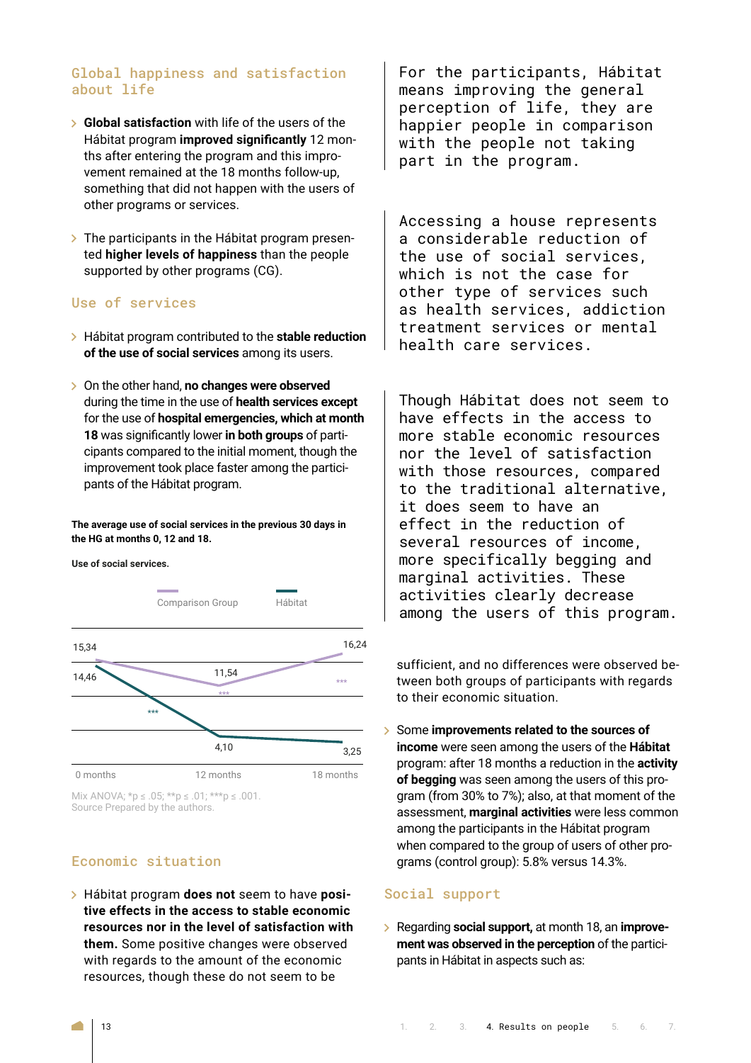## Global happiness and satisfaction about life

- **Global satisfaction** with life of the users of the Hábitat program **improved significantly** 12 months after entering the program and this improvement remained at the 18 months follow-up, something that did not happen with the users of other programs or services.

- The participants in the Hábitat program presented **higher levels of happiness** than the people supported by other programs (CG).

## Use of services

- Hábitat program contributed to the **stable reduction of the use of social services** among its users.

- On the other hand, **no changes were observed** during the time in the use of **health services except** for the use of **hospital emergencies, which at month 18** was significantly lower **in both groups** of participants compared to the initial moment, though the improvement took place faster among the participants of the Hábitat program.

**The average use of social services in the previous 30 days in the HG at months 0, 12 and 18.**

**Use of social services.**

| | 0 months | 12 months | 18 months |
|---|---|---|---|
| Comparison Group | 15,34 | 11,54 *** | 16,24 *** |
| Hábitat | 14,46 | 4,10 *** | 3,25 |

Mix ANOVA; *p ≤ .05; **p ≤ .01; ***p ≤ .001.
Source Prepared by the authors.

> For the participants, Hábitat means improving the general perception of life, they are happier people in comparison with the people not taking part in the program.

> Accessing a house represents a considerable reduction of the use of social services, which is not the case for other type of services such as health services, addiction treatment services or mental health care services.

> Though Hábitat does not seem to have effects in the access to more stable economic resources nor the level of satisfaction with those resources, compared to the traditional alternative, it does seem to have an effect in the reduction of several resources of income, more specifically begging and marginal activities. These activities clearly decrease among the users of this program.

## Economic situation

- Hábitat program **does not** seem to have **positive effects in the access to stable economic resources nor in the level of satisfaction with them.** Some positive changes were observed with regards to the amount of the economic resources, though these do not seem to be sufficient, and no differences were observed between both groups of participants with regards to their economic situation.

- Some **improvements related to the sources of income** were seen among the users of the **Hábitat** program: after 18 months a reduction in the **activity of begging** was seen among the users of this program (from 30% to 7%); also, at that moment of the assessment, **marginal activities** were less common among the participants in the Hábitat program when compared to the group of users of other programs (control group): 5.8% versus 14.3%.

## Social support

- Regarding **social support,** at month 18, an **improvement was observed in the perception** of the participants in Hábitat in aspects such as: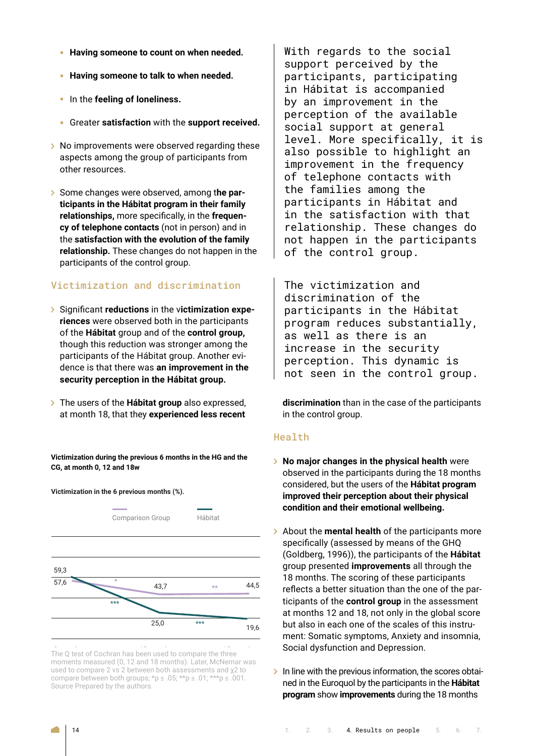- **Having someone to count on when needed.**
- **Having someone to talk to when needed.**
- In the **feeling of loneliness.**
- Greater **satisfaction** with the **support received.**

- No improvements were observed regarding these aspects among the group of participants from other resources.

- Some changes were observed, among t**he participants in the Hábitat program in their family relationships,** more specifically, in the **frequency of telephone contacts** (not in person) and in the **satisfaction with the evolution of the family relationship.** These changes do not happen in the participants of the control group.

## Victimization and discrimination

- Significant **reductions** in the v**ictimization experiences** were observed both in the participants of the **Hábitat** group and of the **control group,** though this reduction was stronger among the participants of the Hábitat group. Another evidence is that there was **an improvement in the security perception in the Hábitat group.**

- The users of the **Hábitat group** also expressed, at month 18, that they **experienced less recent discrimination** than in the case of the participants in the control group.

**Victimization during the previous 6 months in the HG and the CG, at month 0, 12 and 18w**

**Victimization in the 6 previous months (%).**

| | Month 0 | Month 12 | Month 18 |
|---|---|---|---|
| Comparison Group | 57,6 | 43,7 | 44,5 |
| Hábitat | 59,3 | 25,0 | 19,6 |

The Q test of Cochran has been used to compare the three moments measured (0, 12 and 18 months). Later, McNemar was used to compare 2 vs 2 between both assessments and $\chi^2$ to compare between both groups; *p ≤ .05; **p ≤ .01; ***p ≤ .001. Source Prepared by the authors.

With regards to the social support perceived by the participants, participating in Hábitat is accompanied by an improvement in the perception of the available social support at general level. More specifically, it is also possible to highlight an improvement in the frequency of telephone contacts with the families among the participants in Hábitat and in the satisfaction with that relationship. These changes do not happen in the participants of the control group.

The victimization and discrimination of the participants in the Hábitat program reduces substantially, as well as there is an increase in the security perception. This dynamic is not seen in the control group.

## Health

- **No major changes in the physical health** were observed in the participants during the 18 months considered, but the users of the **Hábitat program improved their perception about their physical condition and their emotional wellbeing.**

- About the **mental health** of the participants more specifically (assessed by means of the GHQ (Goldberg, 1996)), the participants of the **Hábitat** group presented **improvements** all through the 18 months. The scoring of these participants reflects a better situation than the one of the participants of the **control group** in the assessment at months 12 and 18, not only in the global score but also in each one of the scales of this instrument: Somatic symptoms, Anxiety and insomnia, Social dysfunction and Depression.

- In line with the previous information, the scores obtained in the Euroquol by the participants in the **Hábitat program** show **improvements** during the 18 months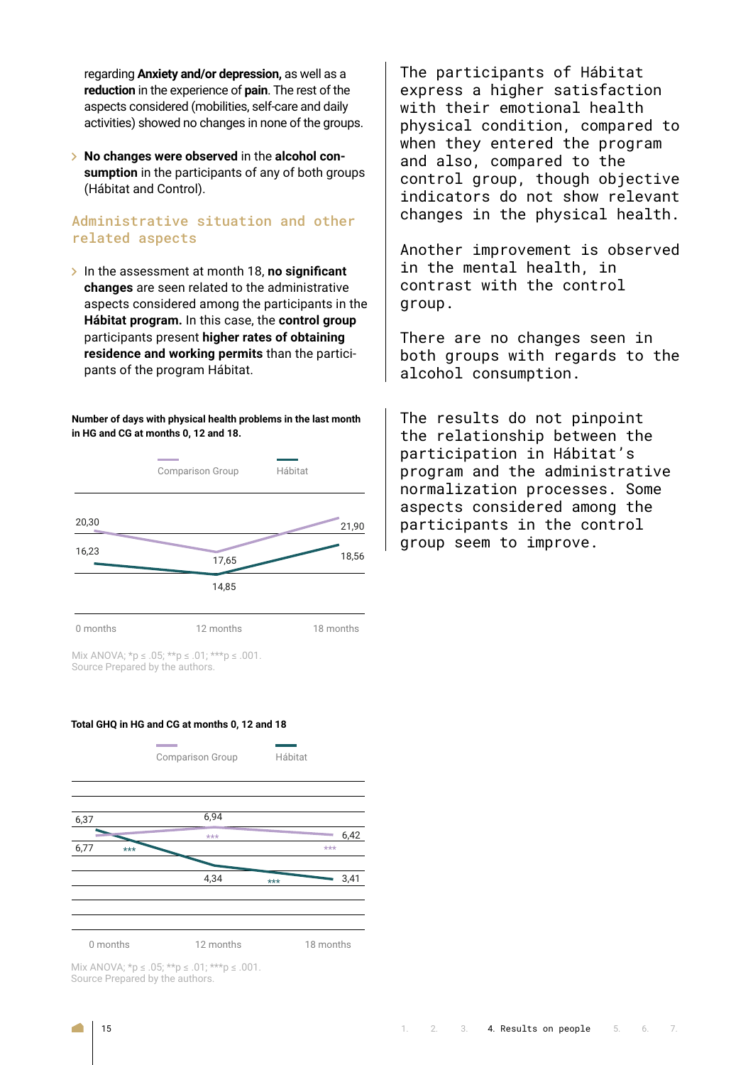regarding **Anxiety and/or depression,** as well as a **reduction** in the experience of **pain**. The rest of the aspects considered (mobilities, self-care and daily activities) showed no changes in none of the groups.

- **No changes were observed** in the **alcohol consumption** in the participants of any of both groups (Hábitat and Control).

## Administrative situation and other related aspects

- In the assessment at month 18, **no significant changes** are seen related to the administrative aspects considered among the participants in the **Hábitat program.** In this case, the **control group** participants present **higher rates of obtaining residence and working permits** than the participants of the program Hábitat.

**Number of days with physical health problems in the last month in HG and CG at months 0, 12 and 18.**

| | 0 months | 12 months | 18 months |
|---|---|---|---|
| Comparison Group | 20,30 | 17,65 | 21,90 |
| Hábitat | 16,23 | 14,85 | 18,56 |

Mix ANOVA; *p ≤ .05; **p ≤ .01; ***p ≤ .001.
Source Prepared by the authors.

**Total GHQ in HG and CG at months 0, 12 and 18**

| | 0 months | 12 months | 18 months |
|---|---|---|---|
| Comparison Group | 6,37 | 6,94 *** | 6,42 *** |
| Hábitat | 6,77 *** | 4,34 *** | 3,41 |

Mix ANOVA; *p ≤ .05; **p ≤ .01; ***p ≤ .001.
Source Prepared by the authors.

The participants of Hábitat express a higher satisfaction with their emotional health physical condition, compared to when they entered the program and also, compared to the control group, though objective indicators do not show relevant changes in the physical health.

Another improvement is observed in the mental health, in contrast with the control group.

There are no changes seen in both groups with regards to the alcohol consumption.

The results do not pinpoint the relationship between the participation in Hábitat's program and the administrative normalization processes. Some aspects considered among the participants in the control group seem to improve.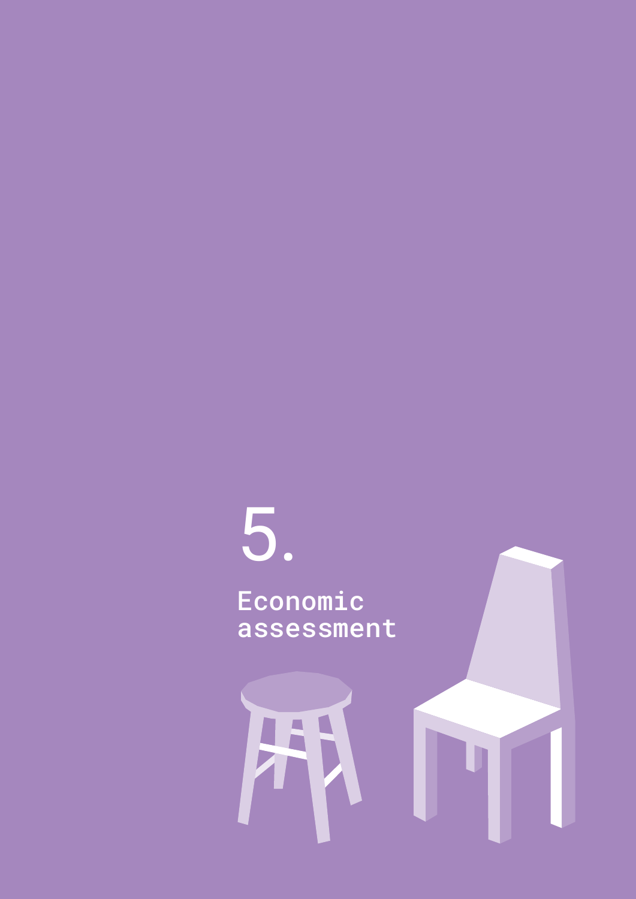# 5. Economic assessment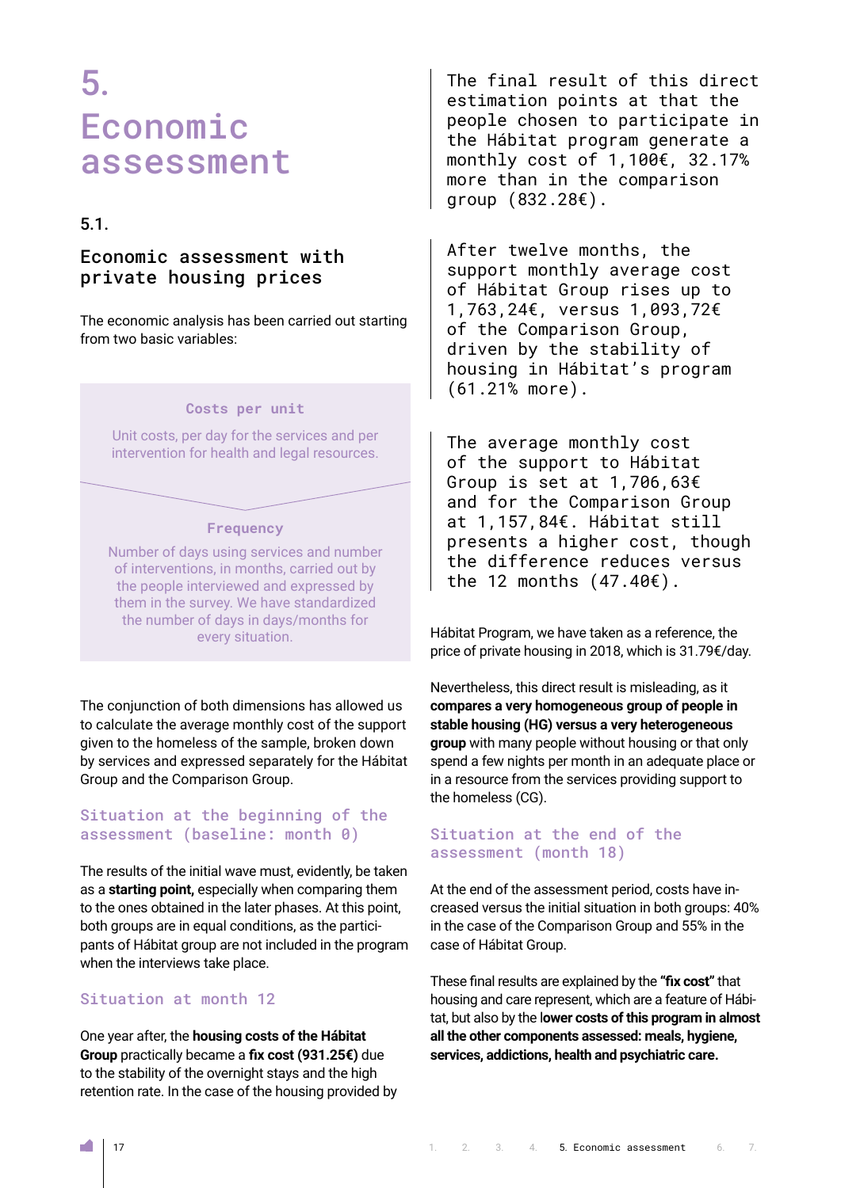# 5. Economic assessment

## 5.1.

### Economic assessment with private housing prices

The economic analysis has been carried out starting from two basic variables:

**Costs per unit**

Unit costs, per day for the services and per intervention for health and legal resources.

**Frequency**

Number of days using services and number of interventions, in months, carried out by the people interviewed and expressed by them in the survey. We have standardized the number of days in days/months for every situation.

The conjunction of both dimensions has allowed us to calculate the average monthly cost of the support given to the homeless of the sample, broken down by services and expressed separately for the Hábitat Group and the Comparison Group.

#### Situation at the beginning of the assessment (baseline: month 0)

The results of the initial wave must, evidently, be taken as a **starting point,** especially when comparing them to the ones obtained in the later phases. At this point, both groups are in equal conditions, as the participants of Hábitat group are not included in the program when the interviews take place.

#### Situation at month 12

One year after, the **housing costs of the Hábitat Group** practically became a **fix cost (931.25€)** due to the stability of the overnight stays and the high retention rate. In the case of the housing provided by Hábitat Program, we have taken as a reference, the price of private housing in 2018, which is 31.79€/day.

> The final result of this direct estimation points at that the people chosen to participate in the Hábitat program generate a monthly cost of 1,100€, 32.17% more than in the comparison group (832.28€).

> After twelve months, the support monthly average cost of Hábitat Group rises up to 1,763,24€, versus 1,093,72€ of the Comparison Group, driven by the stability of housing in Hábitat's program (61.21% more).

> The average monthly cost of the support to Hábitat Group is set at 1,706,63€ and for the Comparison Group at 1,157,84€. Hábitat still presents a higher cost, though the difference reduces versus the 12 months (47.40€).

Nevertheless, this direct result is misleading, as it **compares a very homogeneous group of people in stable housing (HG) versus a very heterogeneous group** with many people without housing or that only spend a few nights per month in an adequate place or in a resource from the services providing support to the homeless (CG).

#### Situation at the end of the assessment (month 18)

At the end of the assessment period, costs have increased versus the initial situation in both groups: 40% in the case of the Comparison Group and 55% in the case of Hábitat Group.

These final results are explained by the **"fix cost"** that housing and care represent, which are a feature of Hábitat, but also by the l**ower costs of this program in almost all the other components assessed: meals, hygiene, services, addictions, health and psychiatric care.**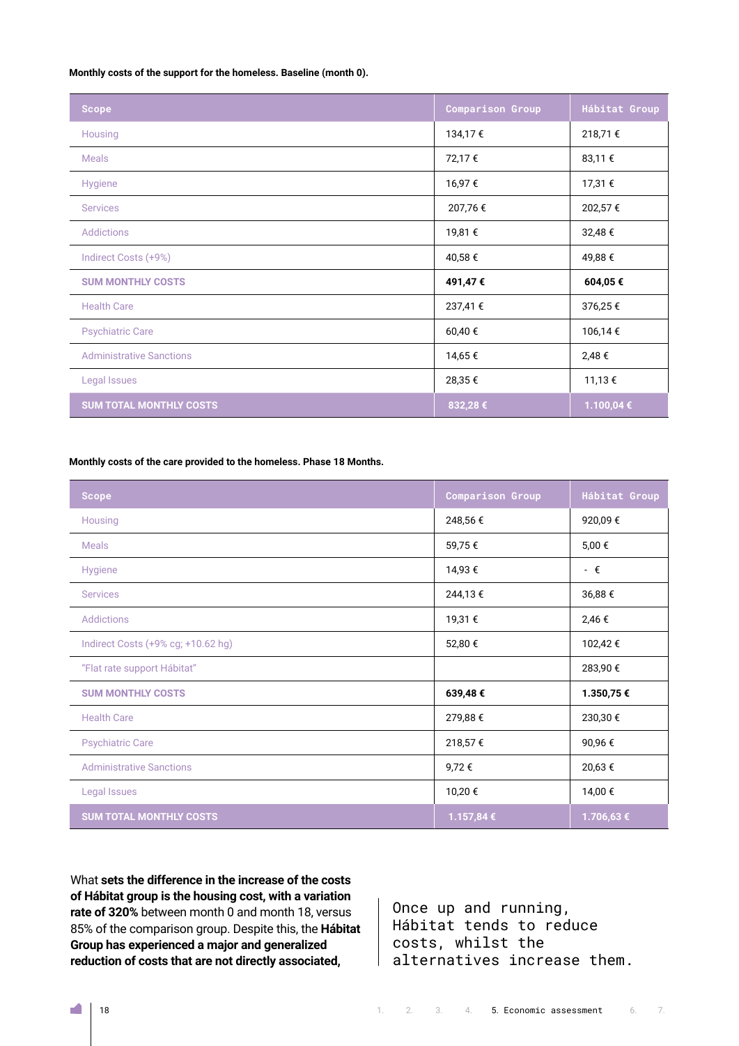**Monthly costs of the support for the homeless. Baseline (month 0).**

| Scope | Comparison Group | Hábitat Group |
|---|---|---|
| Housing | 134,17 € | 218,71 € |
| Meals | 72,17 € | 83,11 € |
| Hygiene | 16,97 € | 17,31 € |
| Services | 207,76 € | 202,57 € |
| Addictions | 19,81 € | 32,48 € |
| Indirect Costs (+9%) | 40,58 € | 49,88 € |
| **SUM MONTHLY COSTS** | **491,47 €** | **604,05 €** |
| Health Care | 237,41 € | 376,25 € |
| Psychiatric Care | 60,40 € | 106,14 € |
| Administrative Sanctions | 14,65 € | 2,48 € |
| Legal Issues | 28,35 € | 11,13 € |
| **SUM TOTAL MONTHLY COSTS** | **832,28 €** | **1.100,04 €** |

**Monthly costs of the care provided to the homeless. Phase 18 Months.**

| Scope | Comparison Group | Hábitat Group |
|---|---|---|
| Housing | 248,56 € | 920,09 € |
| Meals | 59,75 € | 5,00 € |
| Hygiene | 14,93 € | - € |
| Services | 244,13 € | 36,88 € |
| Addictions | 19,31 € | 2,46 € |
| Indirect Costs (+9% cg; +10.62 hg) | 52,80 € | 102,42 € |
| "Flat rate support Hábitat" | | 283,90 € |
| **SUM MONTHLY COSTS** | **639,48 €** | **1.350,75 €** |
| Health Care | 279,88 € | 230,30 € |
| Psychiatric Care | 218,57 € | 90,96 € |
| Administrative Sanctions | 9,72 € | 20,63 € |
| Legal Issues | 10,20 € | 14,00 € |
| **SUM TOTAL MONTHLY COSTS** | **1.157,84 €** | **1.706,63 €** |

What **sets the difference in the increase of the costs of Hábitat group is the housing cost, with a variation rate of 320%** between month 0 and month 18, versus 85% of the comparison group. Despite this, the **Hábitat Group has experienced a major and generalized reduction of costs that are not directly associated,**

Once up and running, Hábitat tends to reduce costs, whilst the alternatives increase them.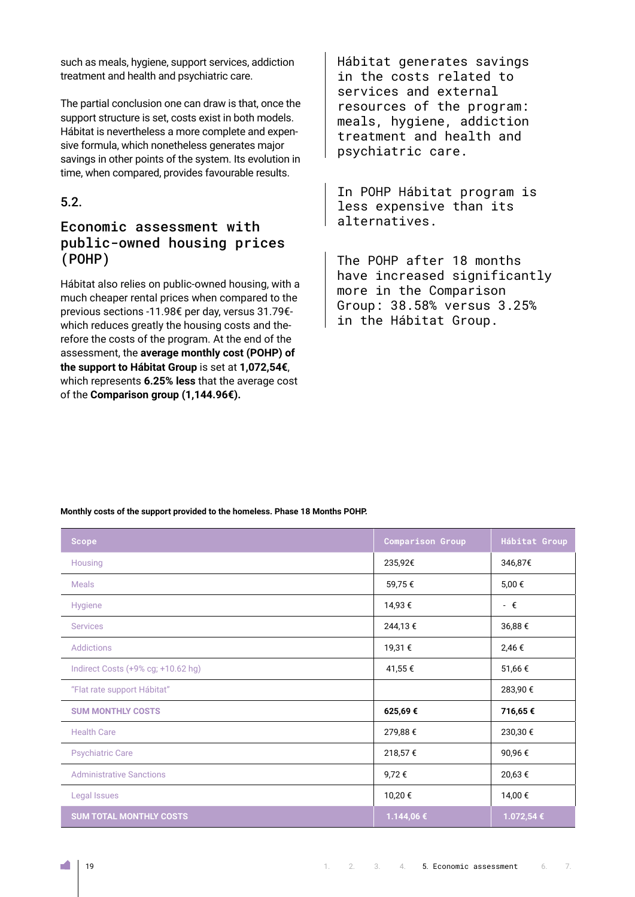such as meals, hygiene, support services, addiction treatment and health and psychiatric care.

The partial conclusion one can draw is that, once the support structure is set, costs exist in both models. Hábitat is nevertheless a more complete and expensive formula, which nonetheless generates major savings in other points of the system. Its evolution in time, when compared, provides favourable results.

## 5.2.

## Economic assessment with public-owned housing prices (POHP)

Hábitat also relies on public-owned housing, with a much cheaper rental prices when compared to the previous sections -11.98€ per day, versus 31.79€- which reduces greatly the housing costs and therefore the costs of the program. At the end of the assessment, the **average monthly cost (POHP) of the support to Hábitat Group** is set at **1,072,54€**, which represents **6.25% less** that the average cost of the **Comparison group (1,144.96€).**

Hábitat generates savings in the costs related to services and external resources of the program: meals, hygiene, addiction treatment and health and psychiatric care.

In POHP Hábitat program is less expensive than its alternatives.

The POHP after 18 months have increased significantly more in the Comparison Group: 38.58% versus 3.25% in the Hábitat Group.

**Monthly costs of the support provided to the homeless. Phase 18 Months POHP.**

| Scope | Comparison Group | Hábitat Group |
|---|---|---|
| Housing | 235,92€ | 346,87€ |
| Meals | 59,75 € | 5,00 € |
| Hygiene | 14,93 € | - € |
| Services | 244,13 € | 36,88 € |
| Addictions | 19,31 € | 2,46 € |
| Indirect Costs (+9% cg; +10.62 hg) | 41,55 € | 51,66 € |
| "Flat rate support Hábitat" | | 283,90 € |
| **SUM MONTHLY COSTS** | **625,69 €** | **716,65 €** |
| Health Care | 279,88 € | 230,30 € |
| Psychiatric Care | 218,57 € | 90,96 € |
| Administrative Sanctions | 9,72 € | 20,63 € |
| Legal Issues | 10,20 € | 14,00 € |
| **SUM TOTAL MONTHLY COSTS** | **1.144,06 €** | **1.072,54 €** |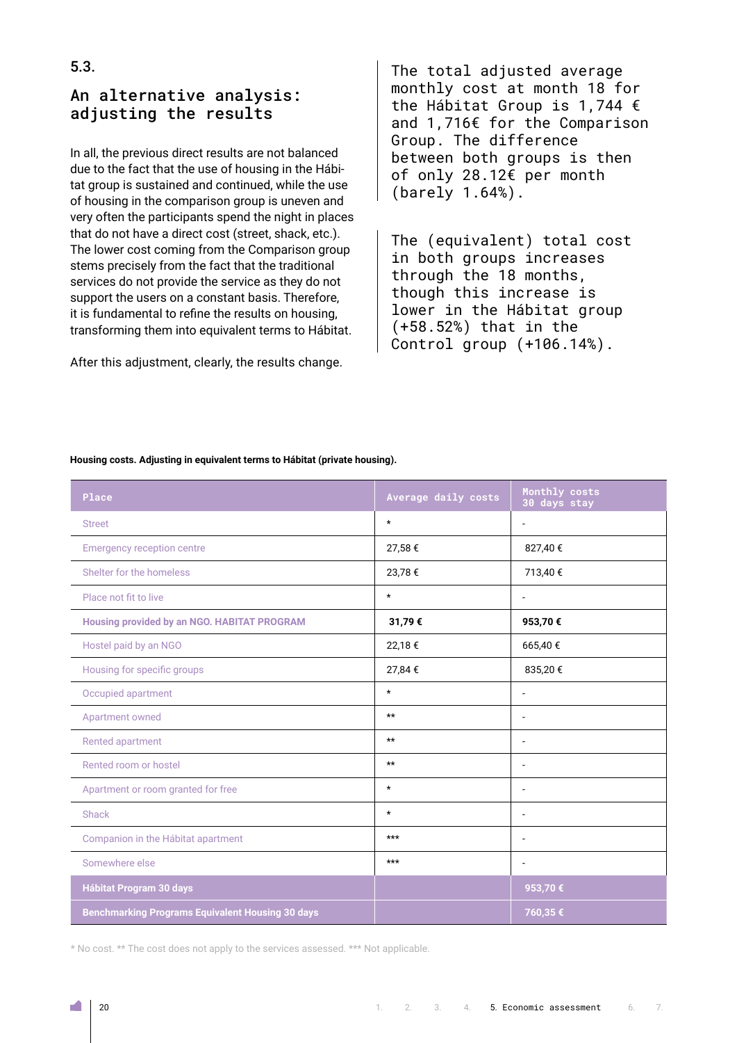5.3.

## An alternative analysis: adjusting the results

In all, the previous direct results are not balanced due to the fact that the use of housing in the Hábitat group is sustained and continued, while the use of housing in the comparison group is uneven and very often the participants spend the night in places that do not have a direct cost (street, shack, etc.). The lower cost coming from the Comparison group stems precisely from the fact that the traditional services do not provide the service as they do not support the users on a constant basis. Therefore, it is fundamental to refine the results on housing, transforming them into equivalent terms to Hábitat.

After this adjustment, clearly, the results change.

The total adjusted average monthly cost at month 18 for the Hábitat Group is 1,744 € and 1,716€ for the Comparison Group. The difference between both groups is then of only 28.12€ per month (barely 1.64%).

The (equivalent) total cost in both groups increases through the 18 months, though this increase is lower in the Hábitat group (+58.52%) that in the Control group (+106.14%).

**Housing costs. Adjusting in equivalent terms to Hábitat (private housing).**

| Place | Average daily costs | Monthly costs 30 days stay |
|---|---|---|
| Street | * | - |
| Emergency reception centre | 27,58 € | 827,40 € |
| Shelter for the homeless | 23,78 € | 713,40 € |
| Place not fit to live | * | - |
| **Housing provided by an NGO. HABITAT PROGRAM** | **31,79 €** | **953,70 €** |
| Hostel paid by an NGO | 22,18 € | 665,40 € |
| Housing for specific groups | 27,84 € | 835,20 € |
| Occupied apartment | * | - |
| Apartment owned | ** | - |
| Rented apartment | ** | - |
| Rented room or hostel | ** | - |
| Apartment or room granted for free | * | - |
| Shack | * | - |
| Companion in the Hábitat apartment | *** | - |
| Somewhere else | *** | - |
| **Hábitat Program 30 days** | | **953,70 €** |
| **Benchmarking Programs Equivalent Housing 30 days** | | **760,35 €** |

* No cost. ** The cost does not apply to the services assessed. *** Not applicable.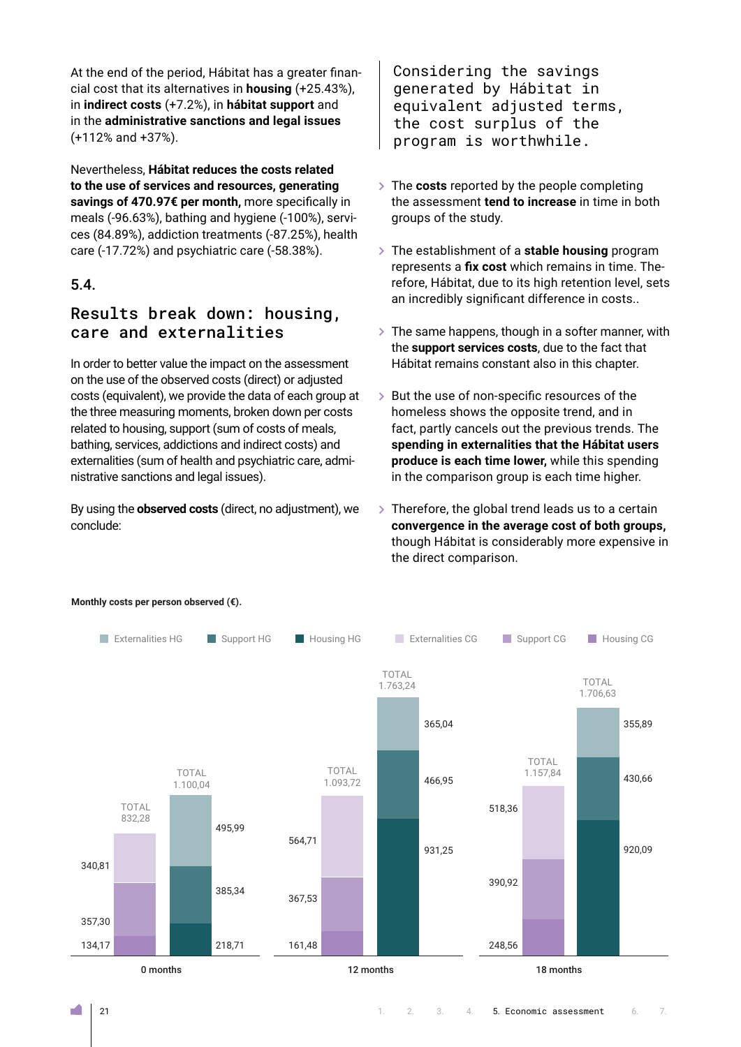At the end of the period, Hábitat has a greater financial cost that its alternatives in **housing** (+25.43%), in **indirect costs** (+7.2%), in **hábitat support** and in the **administrative sanctions and legal issues** (+112% and +37%).

Nevertheless, **Hábitat reduces the costs related to the use of services and resources, generating savings of 470.97€ per month,** more specifically in meals (-96.63%), bathing and hygiene (-100%), services (84.89%), addiction treatments (-87.25%), health care (-17.72%) and psychiatric care (-58.38%).

## 5.4.

## Results break down: housing, care and externalities

In order to better value the impact on the assessment on the use of the observed costs (direct) or adjusted costs (equivalent), we provide the data of each group at the three measuring moments, broken down per costs related to housing, support (sum of costs of meals, bathing, services, addictions and indirect costs) and externalities (sum of health and psychiatric care, administrative sanctions and legal issues).

By using the **observed costs** (direct, no adjustment), we conclude:

> Considering the savings generated by Hábitat in equivalent adjusted terms, the cost surplus of the program is worthwhile.

- The **costs** reported by the people completing the assessment **tend to increase** in time in both groups of the study.
- The establishment of a **stable housing** program represents a **fix cost** which remains in time. Therefore, Hábitat, due to its high retention level, sets an incredibly significant difference in costs..
- The same happens, though in a softer manner, with the **support services costs**, due to the fact that Hábitat remains constant also in this chapter.
- But the use of non-specific resources of the homeless shows the opposite trend, and in fact, partly cancels out the previous trends. The **spending in externalities that the Hábitat users produce is each time lower,** while this spending in the comparison group is each time higher.
- Therefore, the global trend leads us to a certain **convergence in the average cost of both groups,** though Hábitat is considerably more expensive in the direct comparison.

**Monthly costs per person observed (€).**

| | 0 months CG | 0 months HG | 12 months CG | 12 months HG | 18 months CG | 18 months HG |
|---|---|---|---|---|---|---|
| Externalities | 340,81 | 495,99 | 564,71 | 365,04 | 518,36 | 355,89 |
| Support | 357,30 | 385,34 | 367,53 | 466,95 | 390,92 | 430,66 |
| Housing | 134,17 | 218,71 | 161,48 | 931,25 | 248,56 | 920,09 |
| TOTAL | 832,28 | 1.100,04 | 1.093,72 | 1.763,24 | 1.157,84 | 1.706,63 |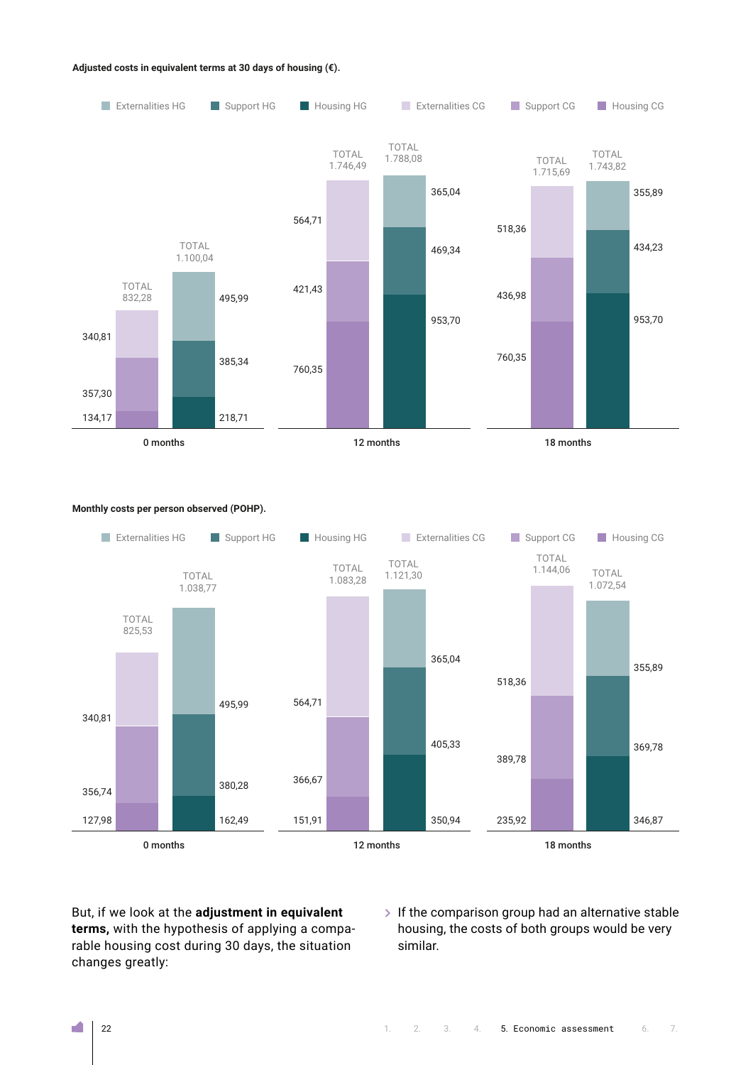**Adjusted costs in equivalent terms at 30 days of housing (€).**

| | Externalities CG | Support CG | Housing CG | Total CG | Externalities HG | Support HG | Housing HG | Total HG |
|---|---|---|---|---|---|---|---|---|
| 0 months | 340,81 | 357,30 | 134,17 | 832,28 | 495,99 | 385,34 | 218,71 | 1.100,04 |
| 12 months | 564,71 | 421,43 | 760,35 | 1.746,49 | 365,04 | 469,34 | 953,70 | 1.788,08 |
| 18 months | 518,36 | 436,98 | 760,35 | 1.715,69 | 355,89 | 434,23 | 953,70 | 1.743,82 |

**Monthly costs per person observed (POHP).**

| | Externalities CG | Support CG | Housing CG | Total CG | Externalities HG | Support HG | Housing HG | Total HG |
|---|---|---|---|---|---|---|---|---|
| 0 months | 340,81 | 356,74 | 127,98 | 825,53 | 495,99 | 380,28 | 162,49 | 1.038,77 |
| 12 months | 564,71 | 366,67 | 151,91 | 1.083,28 | 365,04 | 405,33 | 350,94 | 1.121,30 |
| 18 months | 518,36 | 389,78 | 235,92 | 1.144,06 | 355,89 | 369,78 | 346,87 | 1.072,54 |

But, if we look at the **adjustment in equivalent terms,** with the hypothesis of applying a comparable housing cost during 30 days, the situation changes greatly:

- If the comparison group had an alternative stable housing, the costs of both groups would be very similar.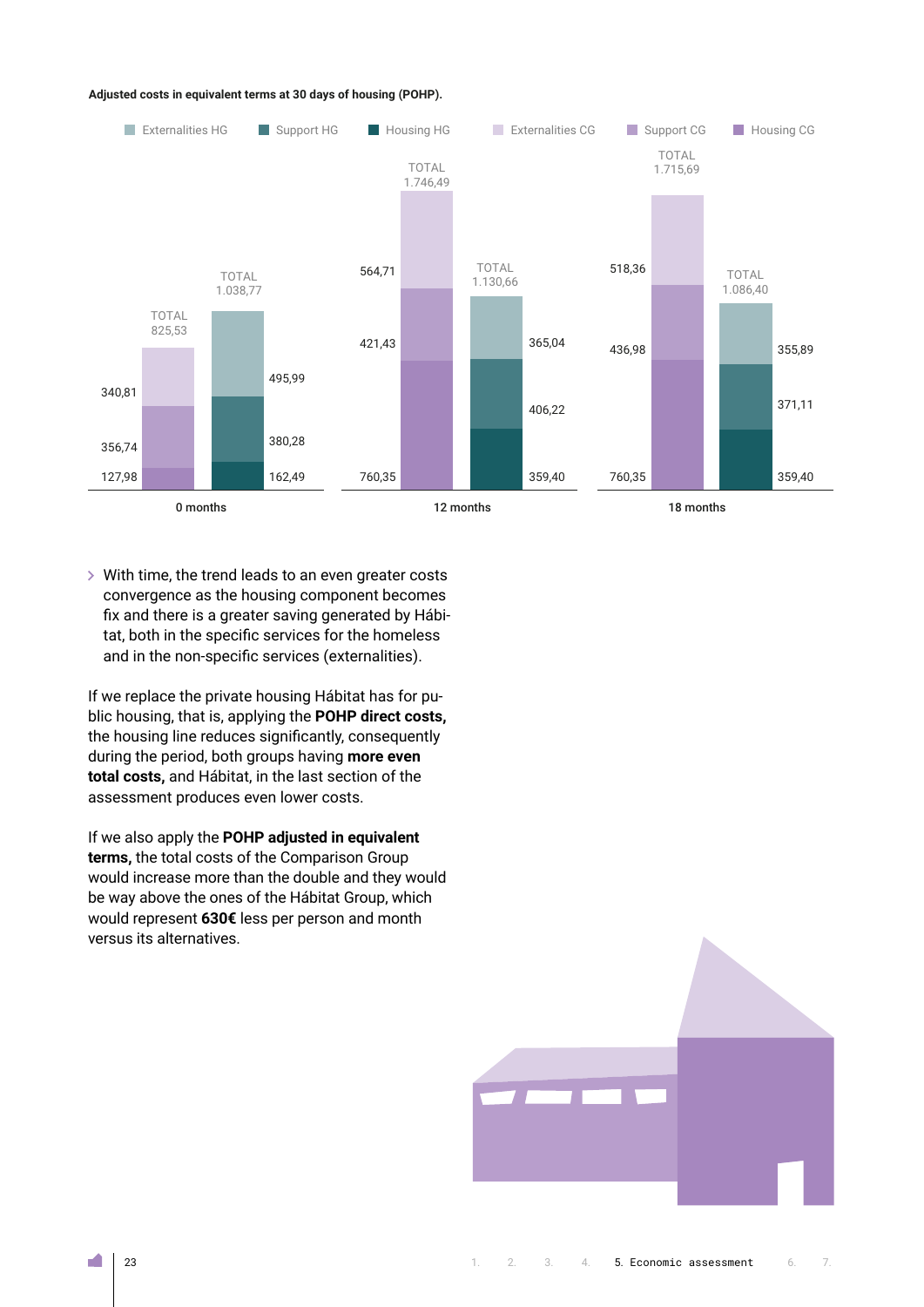**Adjusted costs in equivalent terms at 30 days of housing (POHP).**

| | 0 months HG | 0 months CG | 12 months HG | 12 months CG | 18 months HG | 18 months CG |
|---|---|---|---|---|---|---|
| Externalities | 495,99 | 340,81 | 365,04 | 564,71 | 355,89 | 518,36 |
| Support | 380,28 | 356,74 | 406,22 | 421,43 | 371,11 | 436,98 |
| Housing | 162,49 | 127,98 | 359,40 | 760,35 | 359,40 | 760,35 |
| TOTAL | 1.038,77 | 825,53 | 1.130,66 | 1.746,49 | 1.086,40 | 1.715,69 |

- With time, the trend leads to an even greater costs convergence as the housing component becomes fix and there is a greater saving generated by Hábitat, both in the specific services for the homeless and in the non-specific services (externalities).

If we replace the private housing Hábitat has for public housing, that is, applying the **POHP direct costs,** the housing line reduces significantly, consequently during the period, both groups having **more even total costs,** and Hábitat, in the last section of the assessment produces even lower costs.

If we also apply the **POHP adjusted in equivalent terms,** the total costs of the Comparison Group would increase more than the double and they would be way above the ones of the Hábitat Group, which would represent **630€** less per person and month versus its alternatives.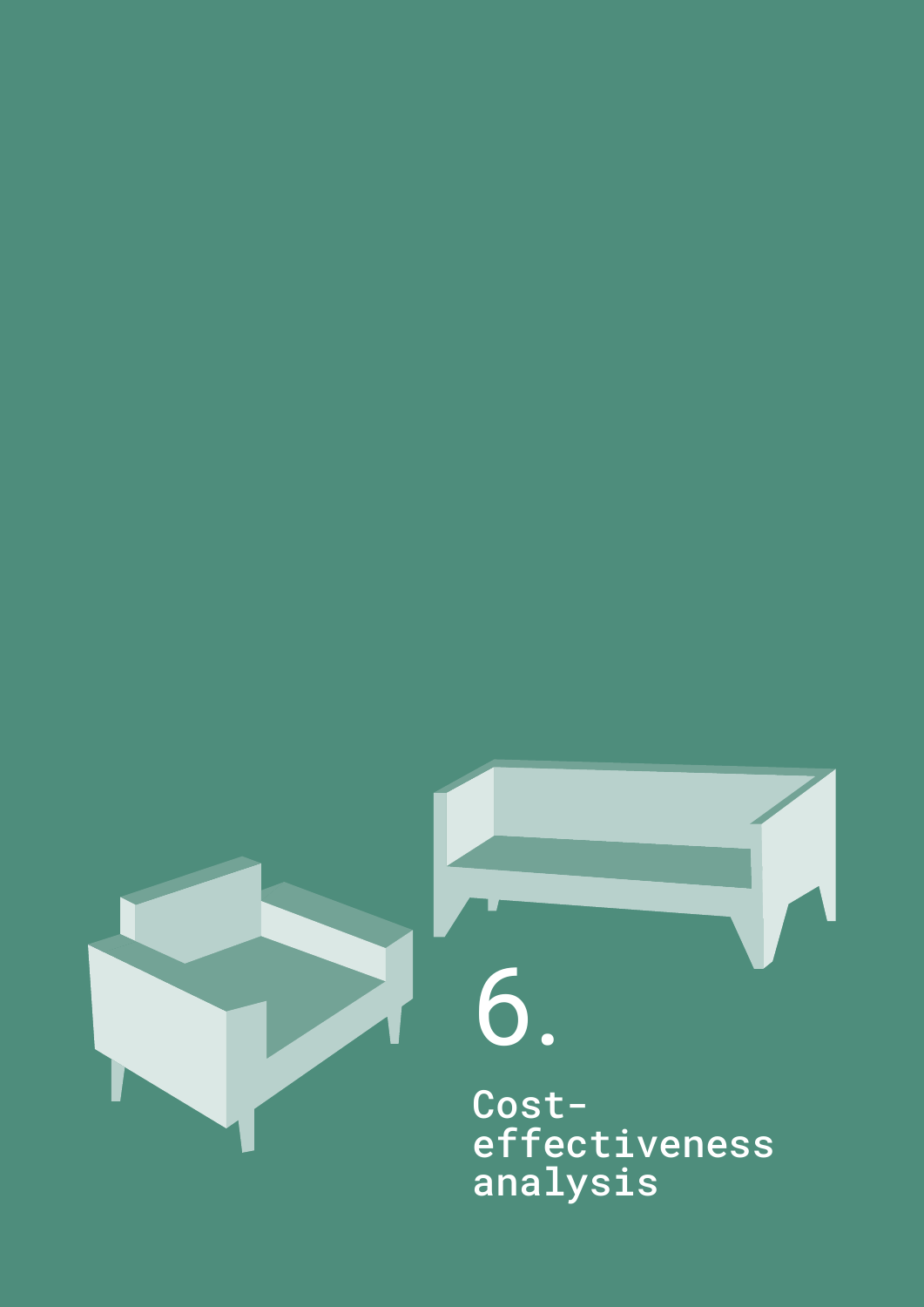# 6.

# Cost-effectiveness analysis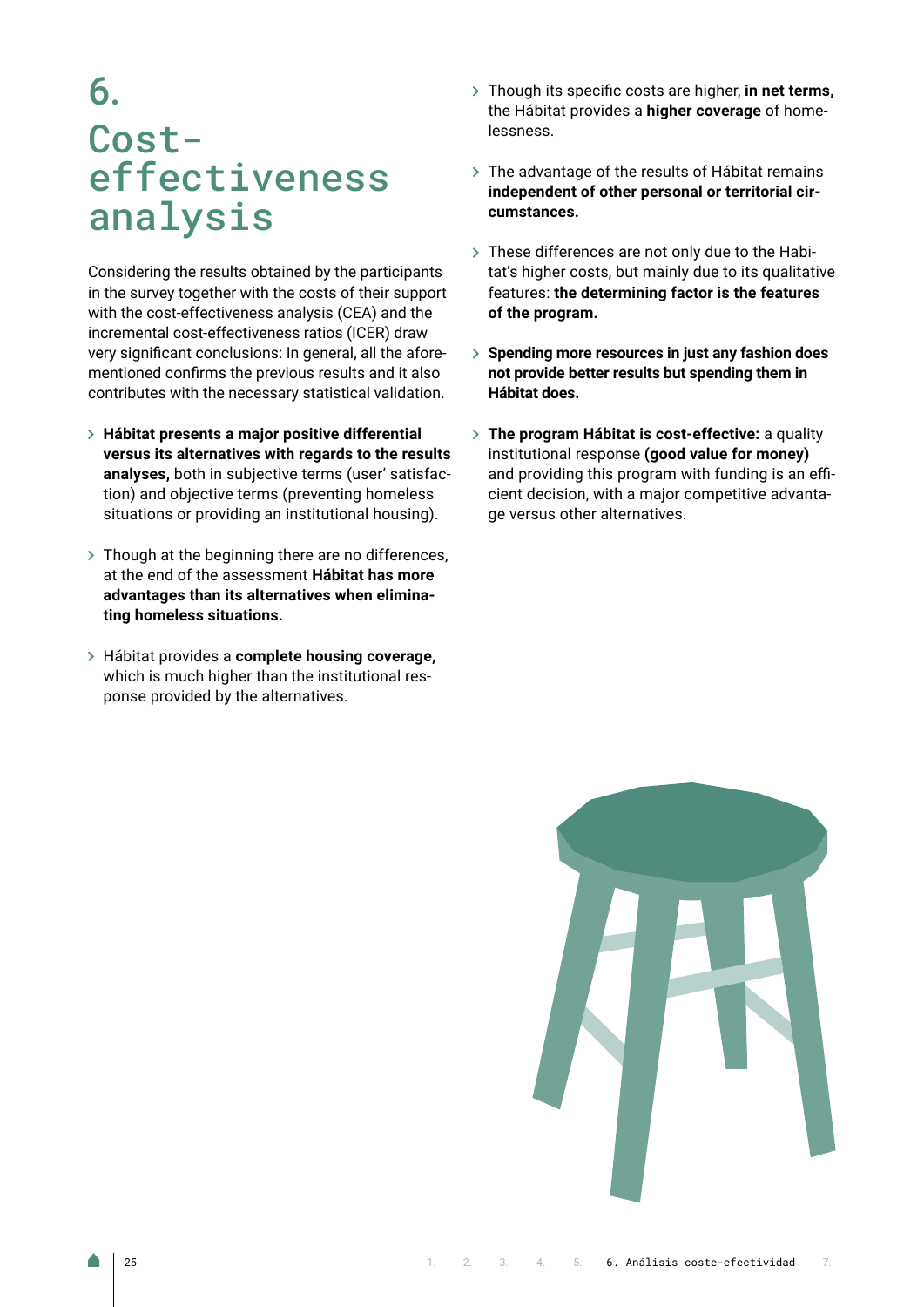# 6. Cost-effectiveness analysis

Considering the results obtained by the participants in the survey together with the costs of their support with the cost-effectiveness analysis (CEA) and the incremental cost-effectiveness ratios (ICER) draw very significant conclusions: In general, all the aforementioned confirms the previous results and it also contributes with the necessary statistical validation.

- **Hábitat presents a major positive differential versus its alternatives with regards to the results analyses,** both in subjective terms (user' satisfaction) and objective terms (preventing homeless situations or providing an institutional housing).
- Though at the beginning there are no differences, at the end of the assessment **Hábitat has more advantages than its alternatives when eliminating homeless situations.**
- Hábitat provides a **complete housing coverage,** which is much higher than the institutional response provided by the alternatives.
- Though its specific costs are higher, **in net terms,** the Hábitat provides a **higher coverage** of homelessness.
- The advantage of the results of Hábitat remains **independent of other personal or territorial circumstances.**
- These differences are not only due to the Habitat's higher costs, but mainly due to its qualitative features: **the determining factor is the features of the program.**
- **Spending more resources in just any fashion does not provide better results but spending them in Hábitat does.**
- **The program Hábitat is cost-effective:** a quality institutional response **(good value for money)** and providing this program with funding is an efficient decision, with a major competitive advantage versus other alternatives.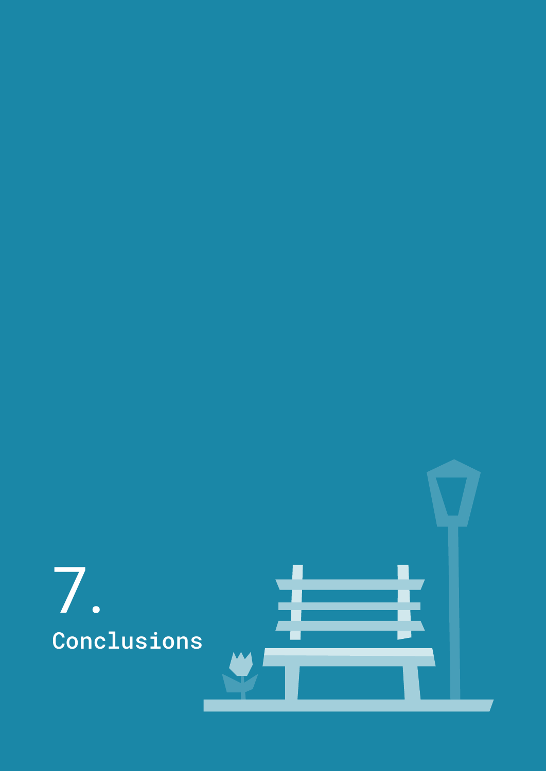# 7. Conclusions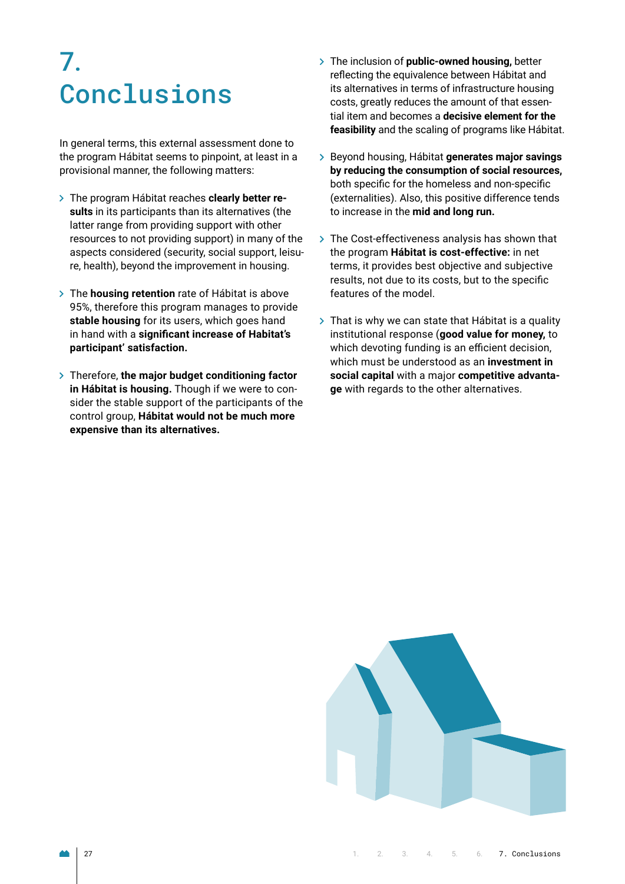# 7. Conclusions

In general terms, this external assessment done to the program Hábitat seems to pinpoint, at least in a provisional manner, the following matters:

- The program Hábitat reaches **clearly better results** in its participants than its alternatives (the latter range from providing support with other resources to not providing support) in many of the aspects considered (security, social support, leisure, health), beyond the improvement in housing.
- The **housing retention** rate of Hábitat is above 95%, therefore this program manages to provide **stable housing** for its users, which goes hand in hand with a **significant increase of Habitat's participant' satisfaction.**
- Therefore, **the major budget conditioning factor in Hábitat is housing.** Though if we were to consider the stable support of the participants of the control group, **Hábitat would not be much more expensive than its alternatives.**
- The inclusion of **public-owned housing,** better reflecting the equivalence between Hábitat and its alternatives in terms of infrastructure housing costs, greatly reduces the amount of that essential item and becomes a **decisive element for the feasibility** and the scaling of programs like Hábitat.
- Beyond housing, Hábitat **generates major savings by reducing the consumption of social resources,** both specific for the homeless and non-specific (externalities). Also, this positive difference tends to increase in the **mid and long run.**
- The Cost-effectiveness analysis has shown that the program **Hábitat is cost-effective:** in net terms, it provides best objective and subjective results, not due to its costs, but to the specific features of the model.
- That is why we can state that Hábitat is a quality institutional response (**good value for money,** to which devoting funding is an efficient decision, which must be understood as an **investment in social capital** with a major **competitive advantage** with regards to the other alternatives.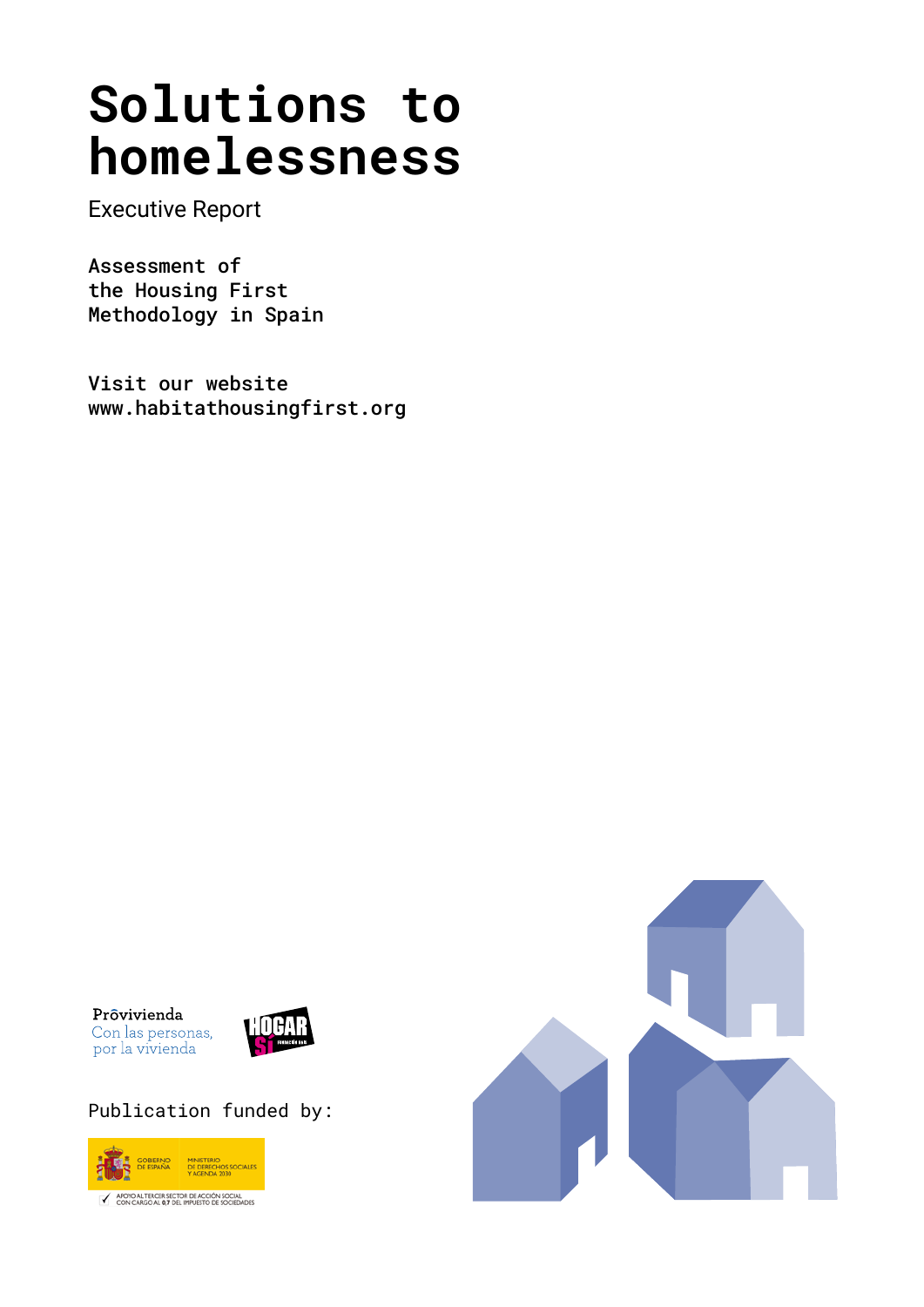# Solutions to homelessness

Executive Report

Assessment of the Housing First Methodology in Spain

Visit our website
www.habitathousingfirst.org

Provivienda
Con las personas, por la vivienda

HOGAR Sí

Publication funded by:

GOBIERNO DE ESPAÑA
MINISTERIO DE DERECHOS SOCIALES Y AGENDA 2030

APOYO AL TERCER SECTOR DE ACCIÓN SOCIAL CON CARGO AL 0,7 DEL IMPUESTO DE SOCIEDADES